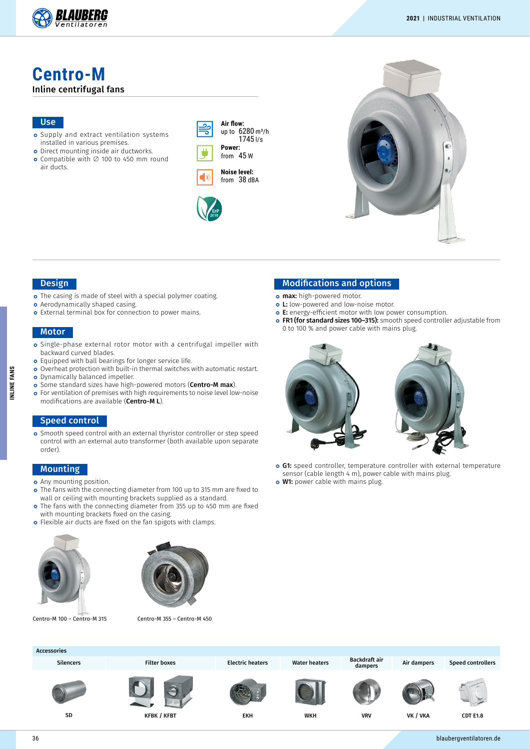# Centro-M

## Inline centrifugal fans

### Use

- Supply and extract ventilation systems installed in various premises.
- Direct mounting inside air ductworks.
- Compatible with ∅ 100 to 450 mm round air ducts.

**Air flow:**
up to 6280 m³/h
1745 l/s

**Power:**
from 45 W

**Noise level:**
from 38 dBA

ErP 2018

### Design

- The casing is made of steel with a special polymer coating.
- Aerodynamically shaped casing.
- External terminal box for connection to power mains.

### Motor

- Single-phase external rotor motor with a centrifugal impeller with backward curved blades.
- Equipped with ball bearings for longer service life.
- Overheat protection with built-in thermal switches with automatic restart.
- Dynamically balanced impeller.
- Some standard sizes have high-powered motors (**Centro-M max**).
- For ventilation of premises with high requirements to noise level low-noise modifications are available (**Centro-M L**).

### Speed control

- Smooth speed control with an external thyristor controller or step speed control with an external auto transformer (both available upon separate order).

### Mounting

- Any mounting position.
- The fans with the connecting diameter from 100 up to 315 mm are fixed to wall or ceiling with mounting brackets supplied as a standard.
- The fans with the connecting diameter from 355 up to 450 mm are fixed with mounting brackets fixed on the casing.
- Flexible air ducts are fixed on the fan spigots with clamps.

Centro-M 100 – Centro-M 315

Centro-M 355 – Centro-M 450

### Modifications and options

- **max:** high-powered motor.
- **L:** low-powered and low-noise motor.
- **E:** energy-efficient motor with low power consumption.
- **FR1 (for standard sizes 100–315):** smooth speed controller adjustable from 0 to 100 % and power cable with mains plug.
- **G1:** speed controller, temperature controller with external temperature sensor (cable length 4 m), power cable with mains plug.
- **W1:** power cable with mains plug.

### Accessories

| Silencers | Filter boxes | Electric heaters | Water heaters | Backdraft air dampers | Air dampers | Speed controllers |
|---|---|---|---|---|---|---|
| SD | KFBK / KFBT | EKH | WKH | VRV | VK / VKA | CDT E1.8 |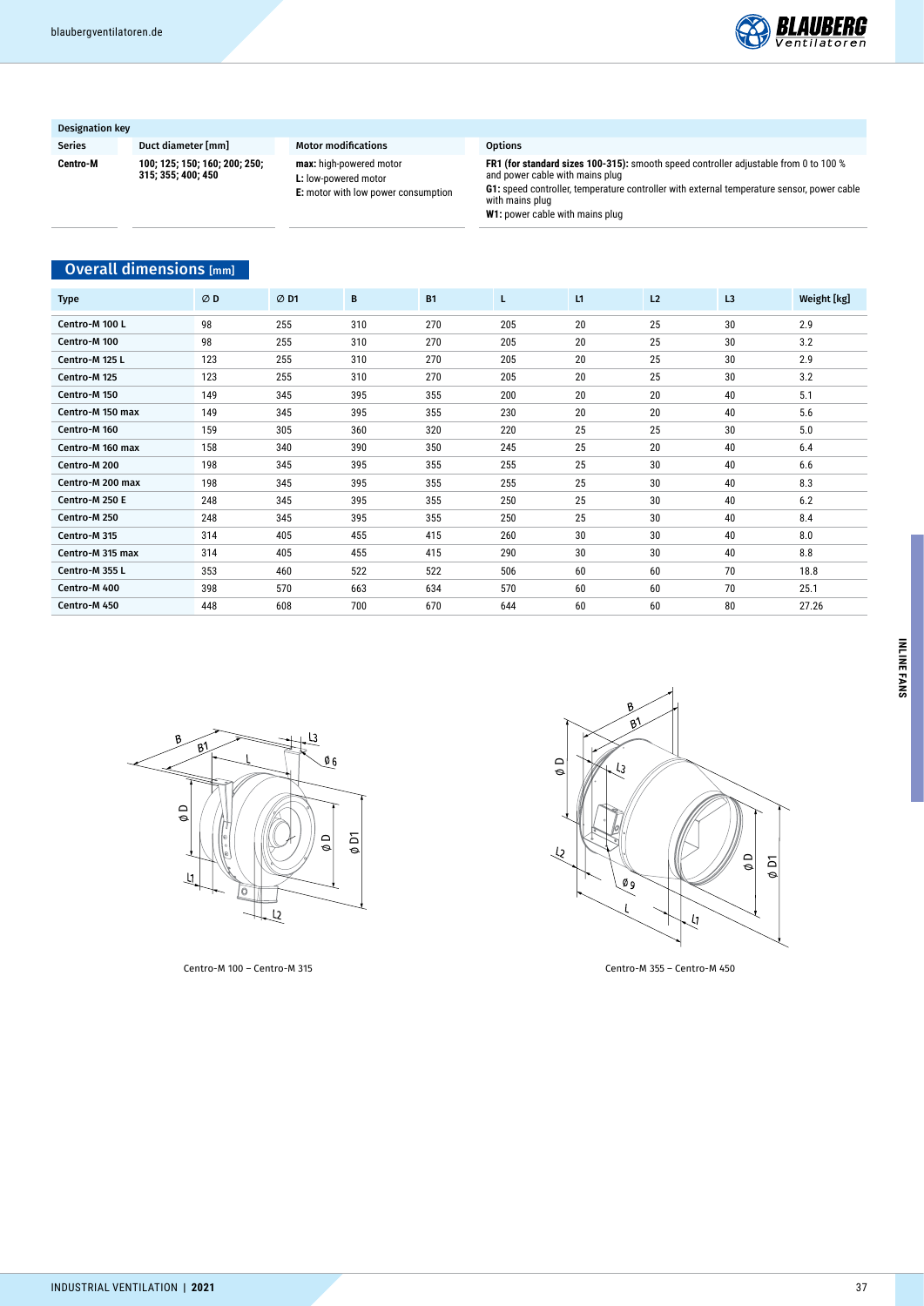## Designation key

| Series | Duct diameter [mm] | Motor modifications | Options |
|---|---|---|---|
| **Centro-M** | **100; 125; 150; 160; 200; 250; 315; 355; 400; 450** | **max:** high-powered motor<br>**L:** low-powered motor<br>**E:** motor with low power consumption | **FR1 (for standard sizes 100-315):** smooth speed controller adjustable from 0 to 100 % and power cable with mains plug<br>**G1:** speed controller, temperature controller with external temperature sensor, power cable with mains plug<br>**W1:** power cable with mains plug |

## Overall dimensions [mm]

| Type | ∅ D | ∅ D1 | B | B1 | L | L1 | L2 | L3 | Weight [kg] |
|---|---|---|---|---|---|---|---|---|---|
| **Centro-M 100 L** | 98 | 255 | 310 | 270 | 205 | 20 | 25 | 30 | 2.9 |
| **Centro-M 100** | 98 | 255 | 310 | 270 | 205 | 20 | 25 | 30 | 3.2 |
| **Centro-M 125 L** | 123 | 255 | 310 | 270 | 205 | 20 | 25 | 30 | 2.9 |
| **Centro-M 125** | 123 | 255 | 310 | 270 | 205 | 20 | 25 | 30 | 3.2 |
| **Centro-M 150** | 149 | 345 | 395 | 355 | 200 | 20 | 20 | 40 | 5.1 |
| **Centro-M 150 max** | 149 | 345 | 395 | 355 | 230 | 20 | 20 | 40 | 5.6 |
| **Centro-M 160** | 159 | 305 | 360 | 320 | 220 | 25 | 25 | 30 | 5.0 |
| **Centro-M 160 max** | 158 | 340 | 390 | 350 | 245 | 25 | 20 | 40 | 6.4 |
| **Centro-M 200** | 198 | 345 | 395 | 355 | 255 | 25 | 30 | 40 | 6.6 |
| **Centro-M 200 max** | 198 | 345 | 395 | 355 | 255 | 25 | 30 | 40 | 8.3 |
| **Centro-M 250 E** | 248 | 345 | 395 | 355 | 250 | 25 | 30 | 40 | 6.2 |
| **Centro-M 250** | 248 | 345 | 395 | 355 | 250 | 25 | 30 | 40 | 8.4 |
| **Centro-M 315** | 314 | 405 | 455 | 415 | 260 | 30 | 30 | 40 | 8.0 |
| **Centro-M 315 max** | 314 | 405 | 455 | 415 | 290 | 30 | 30 | 40 | 8.8 |
| **Centro-M 355 L** | 353 | 460 | 522 | 522 | 506 | 60 | 60 | 70 | 18.8 |
| **Centro-M 400** | 398 | 570 | 663 | 634 | 570 | 60 | 60 | 70 | 25.1 |
| **Centro-M 450** | 448 | 608 | 700 | 670 | 644 | 60 | 60 | 80 | 27.26 |

Centro-M 100 – Centro-M 315

Centro-M 355 – Centro-M 450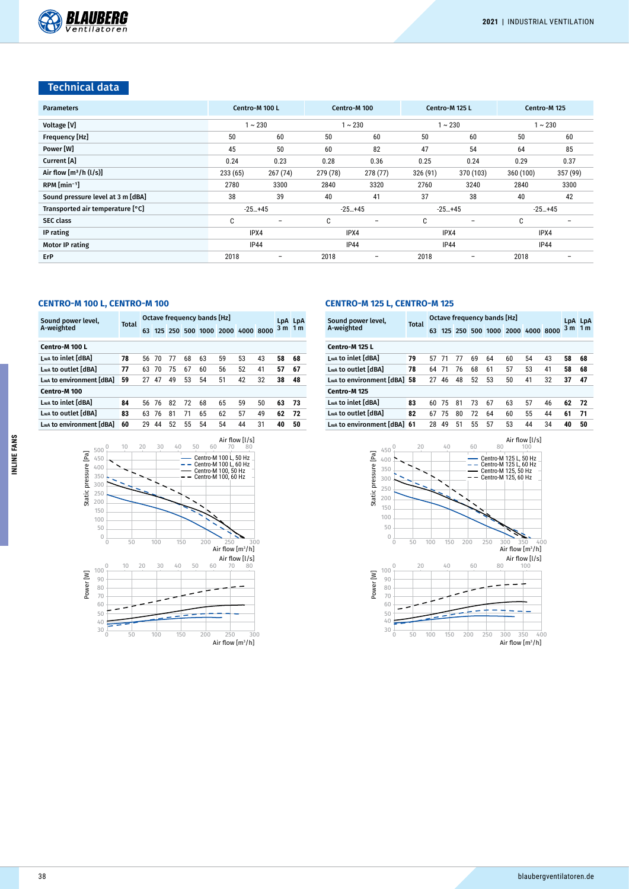## Technical data

| Parameters | Centro-M 100 L | | Centro-M 100 | | Centro-M 125 L | | Centro-M 125 | |
|---|---|---|---|---|---|---|---|---|
| Voltage [V] | 1 ~ 230 | | 1 ~ 230 | | 1 ~ 230 | | 1 ~ 230 | |
| Frequency [Hz] | 50 | 60 | 50 | 60 | 50 | 60 | 50 | 60 |
| Power [W] | 45 | 50 | 60 | 82 | 47 | 54 | 64 | 85 |
| Current [A] | 0.24 | 0.23 | 0.28 | 0.36 | 0.25 | 0.24 | 0.29 | 0.37 |
| Air flow [m³/h (l/s)] | 233 (65) | 267 (74) | 279 (78) | 278 (77) | 326 (91) | 370 (103) | 360 (100) | 357 (99) |
| RPM [min⁻¹] | 2780 | 3300 | 2840 | 3320 | 2760 | 3240 | 2840 | 3300 |
| Sound pressure level at 3 m [dBA] | 38 | 39 | 40 | 41 | 37 | 38 | 40 | 42 |
| Transported air temperature [°C] | -25...+45 | | -25...+45 | | -25...+45 | | -25...+45 | |
| SEC class | C | – | C | – | C | – | C | – |
| IP rating | IPX4 | | IPX4 | | IPX4 | | IPX4 | |
| Motor IP rating | IP44 | | IP44 | | IP44 | | IP44 | |
| ErP | 2018 | – | 2018 | – | 2018 | – | 2018 | – |

### CENTRO-M 100 L, CENTRO-M 100

| Sound power level, A-weighted | Total | Octave frequency bands [Hz] | | | | | | | | LpA 3 m | LpA 1 m |
|---|---|---|---|---|---|---|---|---|---|---|---|
| | | 63 | 125 | 250 | 500 | 1000 | 2000 | 4000 | 8000 | | |
| **Centro-M 100 L** | | | | | | | | | | | |
| LwA to inlet [dBA] | 78 | 56 | 70 | 77 | 68 | 63 | 59 | 53 | 43 | 58 | 68 |
| LwA to outlet [dBA] | 77 | 63 | 70 | 75 | 67 | 60 | 56 | 52 | 41 | 57 | 67 |
| LwA to environment [dBA] | 59 | 27 | 47 | 49 | 53 | 54 | 51 | 42 | 32 | 38 | 48 |
| **Centro-M 100** | | | | | | | | | | | |
| LwA to inlet [dBA] | 84 | 56 | 76 | 82 | 72 | 68 | 65 | 59 | 50 | 63 | 73 |
| LwA to outlet [dBA] | 83 | 63 | 76 | 81 | 71 | 65 | 62 | 57 | 49 | 62 | 72 |
| LwA to environment [dBA] | 60 | 29 | 44 | 52 | 55 | 54 | 54 | 44 | 31 | 40 | 50 |

### CENTRO-M 125 L, CENTRO-M 125

| Sound power level, A-weighted | Total | Octave frequency bands [Hz] | | | | | | | | LpA 3 m | LpA 1 m |
|---|---|---|---|---|---|---|---|---|---|---|---|
| | | 63 | 125 | 250 | 500 | 1000 | 2000 | 4000 | 8000 | | |
| **Centro-M 125 L** | | | | | | | | | | | |
| LwA to inlet [dBA] | 79 | 57 | 71 | 77 | 69 | 64 | 60 | 54 | 43 | 58 | 68 |
| LwA to outlet [dBA] | 78 | 64 | 71 | 76 | 68 | 61 | 57 | 53 | 41 | 58 | 68 |
| LwA to environment [dBA] | 58 | 27 | 46 | 48 | 52 | 53 | 50 | 41 | 32 | 37 | 47 |
| **Centro-M 125** | | | | | | | | | | | |
| LwA to inlet [dBA] | 83 | 60 | 75 | 81 | 73 | 67 | 63 | 57 | 46 | 62 | 72 |
| LwA to outlet [dBA] | 82 | 67 | 75 | 80 | 72 | 64 | 60 | 55 | 44 | 61 | 71 |
| LwA to environment [dBA] | 61 | 28 | 49 | 51 | 55 | 57 | 53 | 44 | 34 | 40 | 50 |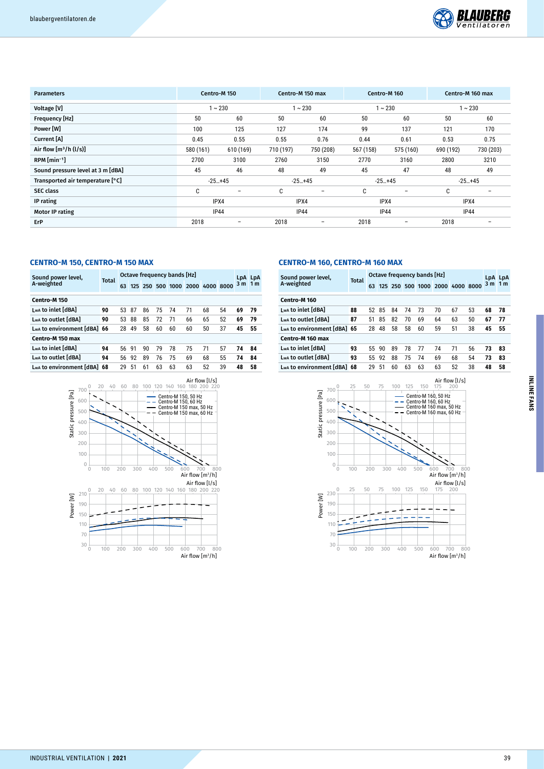| Parameters | Centro-M 150 | | Centro-M 150 max | | Centro-M 160 | | Centro-M 160 max | |
|---|---|---|---|---|---|---|---|---|
| Voltage [V] | 1 ~ 230 | | 1 ~ 230 | | 1 ~ 230 | | 1 ~ 230 | |
| Frequency [Hz] | 50 | 60 | 50 | 60 | 50 | 60 | 50 | 60 |
| Power [W] | 100 | 125 | 127 | 174 | 99 | 137 | 121 | 170 |
| Current [A] | 0.45 | 0.55 | 0.55 | 0.76 | 0.44 | 0.61 | 0.53 | 0.75 |
| Air flow [m³/h (l/s)] | 580 (161) | 610 (169) | 710 (197) | 750 (208) | 567 (158) | 575 (160) | 690 (192) | 730 (203) |
| RPM [min⁻¹] | 2700 | 3100 | 2760 | 3150 | 2770 | 3160 | 2800 | 3210 |
| Sound pressure level at 3 m [dBA] | 45 | 46 | 48 | 49 | 45 | 47 | 48 | 49 |
| Transported air temperature [°C] | -25...+45 | | -25...+45 | | -25...+45 | | -25...+45 | |
| SEC class | C | – | C | – | C | – | C | – |
| IP rating | IPX4 | | IPX4 | | IPX4 | | IPX4 | |
| Motor IP rating | IP44 | | IP44 | | IP44 | | IP44 | |
| ErP | 2018 | – | 2018 | – | 2018 | – | 2018 | – |

## CENTRO-M 150, CENTRO-M 150 MAX

| Sound power level, A-weighted | Total | 63 | 125 | 250 | 500 | 1000 | 2000 | 4000 | 8000 | LpA 3 m | LpA 1 m |
|---|---|---|---|---|---|---|---|---|---|---|---|
| **Centro-M 150** | | | | | | | | | | | |
| $L_{WA}$ to inlet [dBA] | **90** | 53 | 87 | 86 | 75 | 74 | 71 | 68 | 54 | **69** | **79** |
| $L_{WA}$ to outlet [dBA] | **90** | 53 | 88 | 85 | 72 | 71 | 66 | 65 | 52 | **69** | **79** |
| $L_{WA}$ to environment [dBA] | **66** | 28 | 49 | 58 | 60 | 60 | 60 | 50 | 37 | **45** | **55** |
| **Centro-M 150 max** | | | | | | | | | | | |
| $L_{WA}$ to inlet [dBA] | **94** | 56 | 91 | 90 | 79 | 78 | 75 | 71 | 57 | **74** | **84** |
| $L_{WA}$ to outlet [dBA] | **94** | 56 | 92 | 89 | 76 | 75 | 69 | 68 | 55 | **74** | **84** |
| $L_{WA}$ to environment [dBA] | **68** | 29 | 51 | 61 | 63 | 63 | 63 | 52 | 39 | **48** | **58** |

## CENTRO-M 160, CENTRO-M 160 MAX

| Sound power level, A-weighted | Total | 63 | 125 | 250 | 500 | 1000 | 2000 | 4000 | 8000 | LpA 3 m | LpA 1 m |
|---|---|---|---|---|---|---|---|---|---|---|---|
| **Centro-M 160** | | | | | | | | | | | |
| $L_{WA}$ to inlet [dBA] | **88** | 52 | 85 | 84 | 74 | 73 | 70 | 67 | 53 | **68** | **78** |
| $L_{WA}$ to outlet [dBA] | **87** | 51 | 85 | 82 | 70 | 69 | 64 | 63 | 50 | **67** | **77** |
| $L_{WA}$ to environment [dBA] | **65** | 28 | 48 | 58 | 58 | 60 | 59 | 51 | 38 | **45** | **55** |
| **Centro-M 160 max** | | | | | | | | | | | |
| $L_{WA}$ to inlet [dBA] | **93** | 55 | 90 | 89 | 78 | 77 | 74 | 71 | 56 | **73** | **83** |
| $L_{WA}$ to outlet [dBA] | **93** | 55 | 92 | 88 | 75 | 74 | 69 | 68 | 54 | **73** | **83** |
| $L_{WA}$ to environment [dBA] | **68** | 29 | 51 | 60 | 63 | 63 | 63 | 52 | 38 | **48** | **58** |

INLINE FANS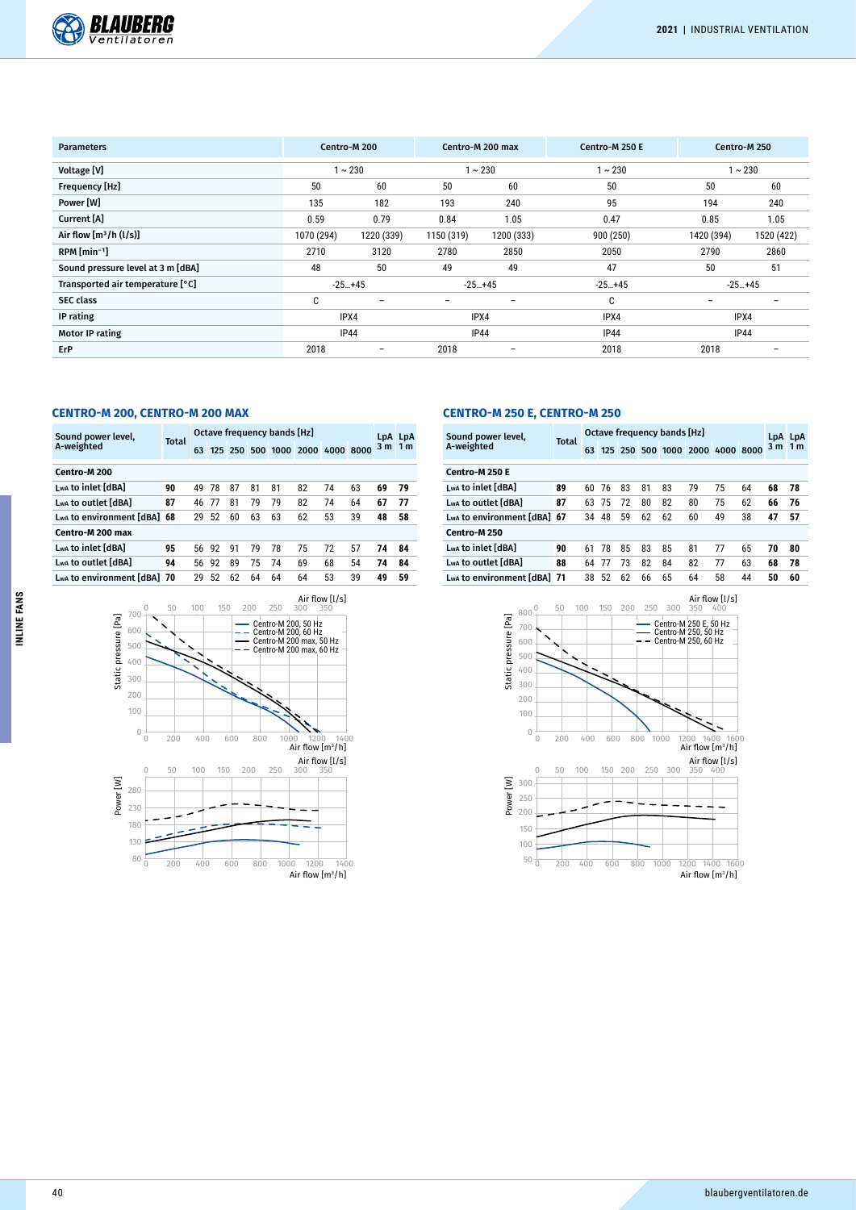| Parameters | Centro-M 200 | | Centro-M 200 max | | Centro-M 250 E | Centro-M 250 | |
|---|---|---|---|---|---|---|---|
| Voltage [V] | 1 ~ 230 | | 1 ~ 230 | | 1 ~ 230 | 1 ~ 230 | |
| Frequency [Hz] | 50 | 60 | 50 | 60 | 50 | 50 | 60 |
| Power [W] | 135 | 182 | 193 | 240 | 95 | 194 | 240 |
| Current [A] | 0.59 | 0.79 | 0.84 | 1.05 | 0.47 | 0.85 | 1.05 |
| Air flow [m³/h (l/s)] | 1070 (294) | 1220 (339) | 1150 (319) | 1200 (333) | 900 (250) | 1420 (394) | 1520 (422) |
| RPM [min⁻¹] | 2710 | 3120 | 2780 | 2850 | 2050 | 2790 | 2860 |
| Sound pressure level at 3 m [dBA] | 48 | 50 | 49 | 49 | 47 | 50 | 51 |
| Transported air temperature [°C] | -25...+45 | | -25...+45 | | -25...+45 | -25...+45 | |
| SEC class | C | – | – | – | C | – | – |
| IP rating | IPX4 | | IPX4 | | IPX4 | IPX4 | |
| Motor IP rating | IP44 | | IP44 | | IP44 | IP44 | |
| ErP | 2018 | – | 2018 | – | 2018 | 2018 | – |

### CENTRO-M 200, CENTRO-M 200 MAX

| Sound power level, A-weighted | Total | Octave frequency bands [Hz] 63 | 125 | 250 | 500 | 1000 | 2000 | 4000 | 8000 | LpA 3 m | LpA 1 m |
|---|---|---|---|---|---|---|---|---|---|---|---|
| **Centro-M 200** | | | | | | | | | | | |
| LwA to inlet [dBA] | 90 | 49 | 78 | 87 | 81 | 81 | 82 | 74 | 63 | 69 | 79 |
| LwA to outlet [dBA] | 87 | 46 | 77 | 81 | 79 | 79 | 82 | 74 | 64 | 67 | 77 |
| LwA to environment [dBA] | 68 | 29 | 52 | 60 | 63 | 63 | 62 | 53 | 39 | 48 | 58 |
| **Centro-M 200 max** | | | | | | | | | | | |
| LwA to inlet [dBA] | 95 | 56 | 92 | 91 | 79 | 78 | 75 | 72 | 57 | 74 | 84 |
| LwA to outlet [dBA] | 94 | 56 | 92 | 89 | 75 | 74 | 69 | 68 | 54 | 74 | 84 |
| LwA to environment [dBA] | 70 | 29 | 52 | 62 | 64 | 64 | 64 | 53 | 39 | 49 | 59 |

### CENTRO-M 250 E, CENTRO-M 250

| Sound power level, A-weighted | Total | Octave frequency bands [Hz] 63 | 125 | 250 | 500 | 1000 | 2000 | 4000 | 8000 | LpA 3 m | LpA 1 m |
|---|---|---|---|---|---|---|---|---|---|---|---|
| **Centro-M 250 E** | | | | | | | | | | | |
| LwA to inlet [dBA] | 89 | 60 | 76 | 83 | 81 | 83 | 79 | 75 | 64 | 68 | 78 |
| LwA to outlet [dBA] | 87 | 63 | 75 | 72 | 80 | 82 | 80 | 75 | 62 | 66 | 76 |
| LwA to environment [dBA] | 67 | 34 | 48 | 59 | 62 | 62 | 60 | 49 | 38 | 47 | 57 |
| **Centro-M 250** | | | | | | | | | | | |
| LwA to inlet [dBA] | 90 | 61 | 78 | 85 | 83 | 85 | 81 | 77 | 65 | 70 | 80 |
| LwA to outlet [dBA] | 88 | 64 | 77 | 73 | 82 | 84 | 82 | 77 | 63 | 68 | 78 |
| LwA to environment [dBA] | 71 | 38 | 52 | 62 | 66 | 65 | 64 | 58 | 44 | 50 | 60 |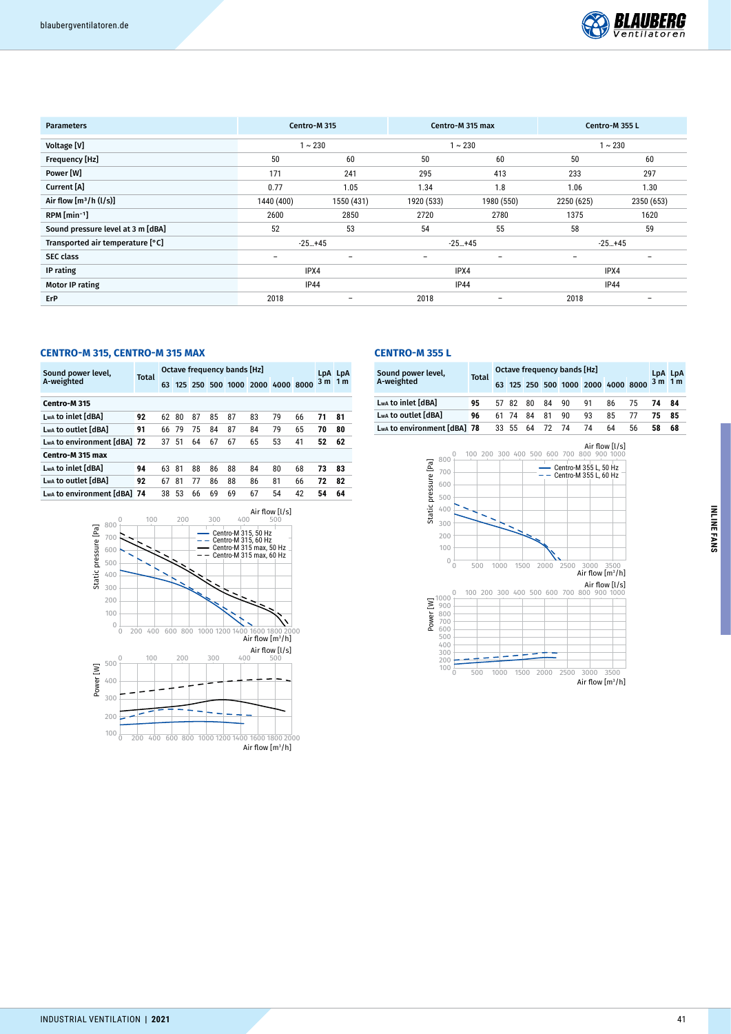| Parameters | Centro-M 315 | | Centro-M 315 max | | Centro-M 355 L | |
|---|---|---|---|---|---|---|
| Voltage [V] | 1 ~ 230 | | 1 ~ 230 | | 1 ~ 230 | |
| Frequency [Hz] | 50 | 60 | 50 | 60 | 50 | 60 |
| Power [W] | 171 | 241 | 295 | 413 | 233 | 297 |
| Current [A] | 0.77 | 1.05 | 1.34 | 1.8 | 1.06 | 1.30 |
| Air flow [m³/h (l/s)] | 1440 (400) | 1550 (431) | 1920 (533) | 1980 (550) | 2250 (625) | 2350 (653) |
| RPM [min⁻¹] | 2600 | 2850 | 2720 | 2780 | 1375 | 1620 |
| Sound pressure level at 3 m [dBA] | 52 | 53 | 54 | 55 | 58 | 59 |
| Transported air temperature [°C] | -25…+45 | | -25…+45 | | -25…+45 | |
| SEC class | – | – | – | – | – | – |
| IP rating | IPX4 | | IPX4 | | IPX4 | |
| Motor IP rating | IP44 | | IP44 | | IP44 | |
| ErP | 2018 | – | 2018 | – | 2018 | – |

## CENTRO-M 315, CENTRO-M 315 MAX

| Sound power level, A-weighted | Total | Octave frequency bands [Hz] | | | | | | | | LpA 3 m | LpA 1 m |
|---|---|---|---|---|---|---|---|---|---|---|---|
| | | 63 | 125 | 250 | 500 | 1000 | 2000 | 4000 | 8000 | | |
| **Centro-M 315** | | | | | | | | | | | |
| LwA to inlet [dBA] | **92** | 62 | 80 | 87 | 85 | 87 | 83 | 79 | 66 | **71** | **81** |
| LwA to outlet [dBA] | **91** | 66 | 79 | 75 | 84 | 87 | 84 | 79 | 65 | **70** | **80** |
| LwA to environment [dBA] | **72** | 37 | 51 | 64 | 67 | 67 | 65 | 53 | 41 | **52** | **62** |
| **Centro-M 315 max** | | | | | | | | | | | |
| LwA to inlet [dBA] | **94** | 63 | 81 | 88 | 86 | 88 | 84 | 80 | 68 | **73** | **83** |
| LwA to outlet [dBA] | **92** | 67 | 81 | 77 | 86 | 88 | 86 | 81 | 66 | **72** | **82** |
| LwA to environment [dBA] | **74** | 38 | 53 | 66 | 69 | 69 | 67 | 54 | 42 | **54** | **64** |

## CENTRO-M 355 L

| Sound power level, A-weighted | Total | Octave frequency bands [Hz] | | | | | | | | LpA 3 m | LpA 1 m |
|---|---|---|---|---|---|---|---|---|---|---|---|
| | | 63 | 125 | 250 | 500 | 1000 | 2000 | 4000 | 8000 | | |
| LwA to inlet [dBA] | **95** | 57 | 82 | 80 | 84 | 90 | 91 | 86 | 75 | **74** | **84** |
| LwA to outlet [dBA] | **96** | 61 | 74 | 84 | 81 | 90 | 93 | 85 | 77 | **75** | **85** |
| LwA to environment [dBA] | **78** | 33 | 55 | 64 | 72 | 74 | 74 | 64 | 56 | **58** | **68** |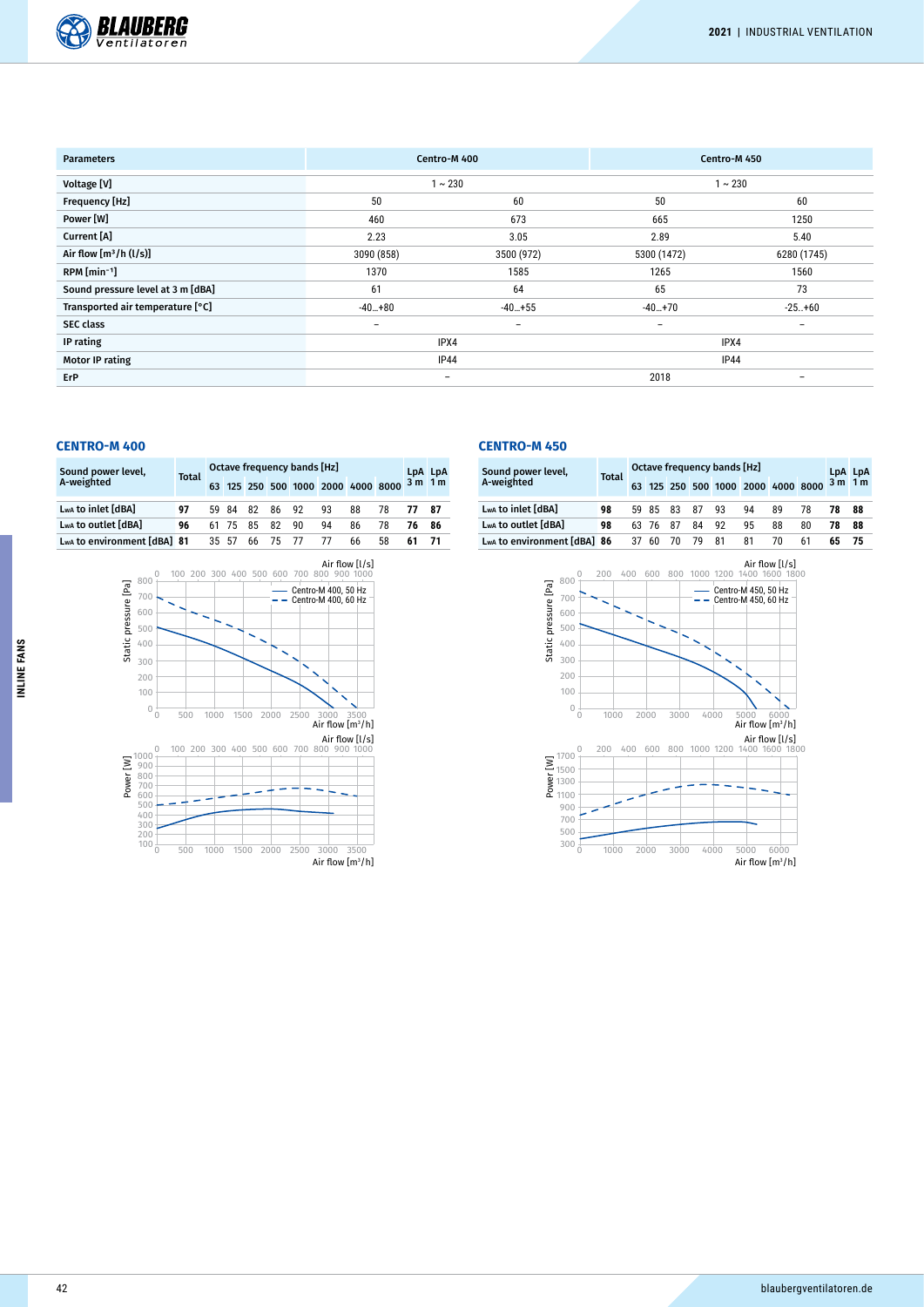| Parameters | Centro-M 400 | | Centro-M 450 | |
|---|---|---|---|---|
| Voltage [V] | 1 ~ 230 | | 1 ~ 230 | |
| Frequency [Hz] | 50 | 60 | 50 | 60 |
| Power [W] | 460 | 673 | 665 | 1250 |
| Current [A] | 2.23 | 3.05 | 2.89 | 5.40 |
| Air flow [m³/h (l/s)] | 3090 (858) | 3500 (972) | 5300 (1472) | 6280 (1745) |
| RPM [min⁻¹] | 1370 | 1585 | 1265 | 1560 |
| Sound pressure level at 3 m [dBA] | 61 | 64 | 65 | 73 |
| Transported air temperature [°C] | -40...+80 | -40...+55 | -40...+70 | -25..+60 |
| SEC class | – | – | – | – |
| IP rating | IPX4 | | IPX4 | |
| Motor IP rating | IP44 | | IP44 | |
| ErP | – | | 2018 | – |

## CENTRO-M 400

| Sound power level, A-weighted | Total | Octave frequency bands [Hz] | | | | | | | | LpA 3 m | LpA 1 m |
|---|---|---|---|---|---|---|---|---|---|---|---|
| | | 63 | 125 | 250 | 500 | 1000 | 2000 | 4000 | 8000 | | |
| LwA to inlet [dBA] | 97 | 59 | 84 | 82 | 86 | 92 | 93 | 88 | 78 | 77 | 87 |
| LwA to outlet [dBA] | 96 | 61 | 75 | 85 | 82 | 90 | 94 | 86 | 78 | 76 | 86 |
| LwA to environment [dBA] | 81 | 35 | 57 | 66 | 75 | 77 | 77 | 66 | 58 | 61 | 71 |

Air flow [l/s]
0 100 200 300 400 500 600 700 800 900 1000
Static pressure [Pa]
0 100 200 300 400 500 600 700 800
Centro-M 400, 50 Hz
Centro-M 400, 60 Hz
0 500 1000 1500 2000 2500 3000 3500
Air flow [m³/h]

Air flow [l/s]
0 100 200 300 400 500 600 700 800 900 1000
Power [W]
100 200 300 400 500 600 700 800 900 1000
0 500 1000 1500 2000 2500 3000 3500
Air flow [m³/h]

## CENTRO-M 450

| Sound power level, A-weighted | Total | Octave frequency bands [Hz] | | | | | | | | LpA 3 m | LpA 1 m |
|---|---|---|---|---|---|---|---|---|---|---|---|
| | | 63 | 125 | 250 | 500 | 1000 | 2000 | 4000 | 8000 | | |
| LwA to inlet [dBA] | 98 | 59 | 85 | 83 | 87 | 93 | 94 | 89 | 78 | 78 | 88 |
| LwA to outlet [dBA] | 98 | 63 | 76 | 87 | 84 | 92 | 95 | 88 | 80 | 78 | 88 |
| LwA to environment [dBA] | 86 | 37 | 60 | 70 | 79 | 81 | 81 | 70 | 61 | 65 | 75 |

Air flow [l/s]
0 200 400 600 800 1000 1200 1400 1600 1800
Static pressure [Pa]
0 100 200 300 400 500 600 700 800
Centro-M 450, 50 Hz
Centro-M 450, 60 Hz
0 1000 2000 3000 4000 5000 6000
Air flow [m³/h]

Air flow [l/s]
0 200 400 600 800 1000 1200 1400 1600 1800
Power [W]
300 500 700 900 1100 1300 1500 1700
0 1000 2000 3000 4000 5000 6000
Air flow [m³/h]